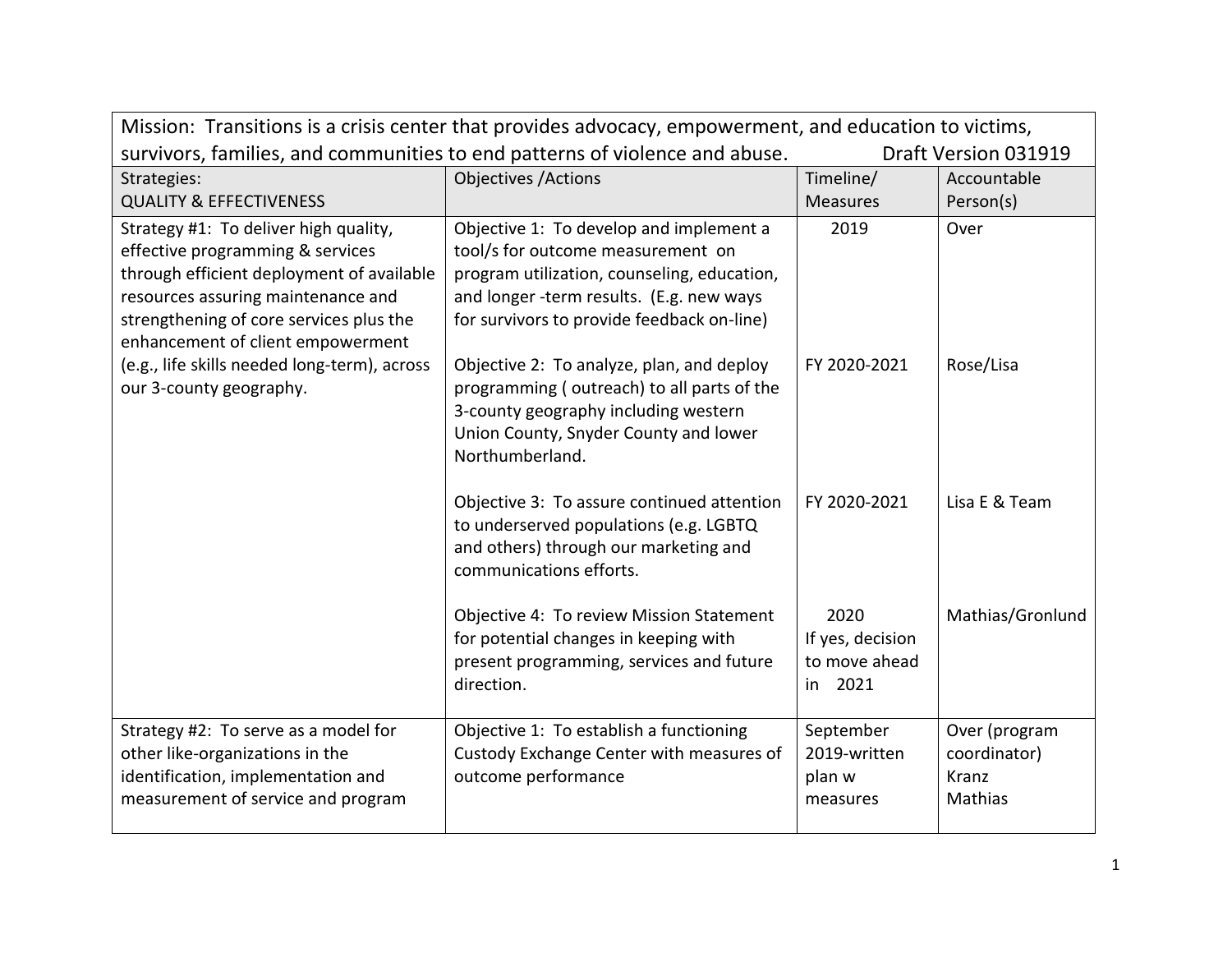| Mission: Transitions is a crisis center that provides advocacy, empowerment, and education to victims, survivors, families, and communities to end patterns of violence and abuse. Draft Version 031919 | | | |
|---|---|---|---|
| Strategies: QUALITY & EFFECTIVENESS | Objectives /Actions | Timeline/ Measures | Accountable Person(s) |
| Strategy #1: To deliver high quality, effective programming & services through efficient deployment of available resources assuring maintenance and strengthening of core services plus the enhancement of client empowerment (e.g., life skills needed long-term), across our 3-county geography. | Objective 1: To develop and implement a tool/s for outcome measurement on program utilization, counseling, education, and longer -term results. (E.g. new ways for survivors to provide feedback on-line) | 2019 | Over |
| | Objective 2: To analyze, plan, and deploy programming ( outreach) to all parts of the 3-county geography including western Union County, Snyder County and lower Northumberland. | FY 2020-2021 | Rose/Lisa |
| | Objective 3: To assure continued attention to underserved populations (e.g. LGBTQ and others) through our marketing and communications efforts. | FY 2020-2021 | Lisa E & Team |
| | Objective 4: To review Mission Statement for potential changes in keeping with present programming, services and future direction. | 2020 If yes, decision to move ahead in 2021 | Mathias/Gronlund |
| Strategy #2: To serve as a model for other like-organizations in the identification, implementation and measurement of service and program | Objective 1: To establish a functioning Custody Exchange Center with measures of outcome performance | September 2019-written plan w measures | Over (program coordinator) Kranz Mathias |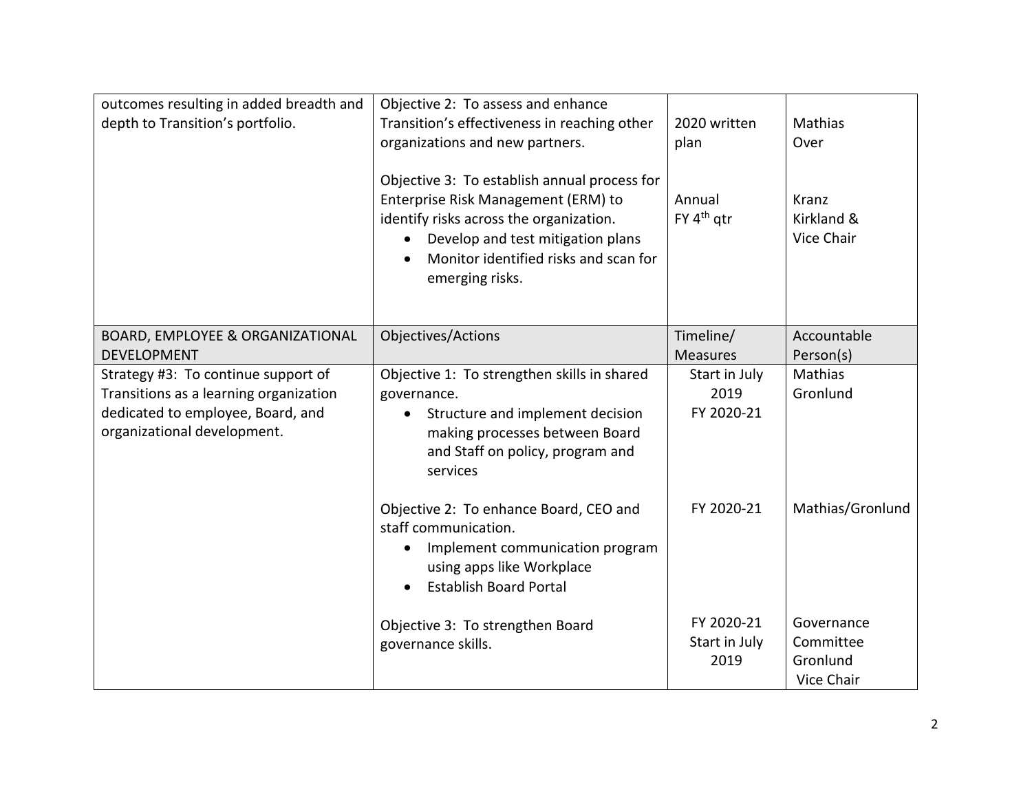| | | | |
|---|---|---|---|
| outcomes resulting in added breadth and depth to Transition's portfolio. | Objective 2: To assess and enhance Transition's effectiveness in reaching other organizations and new partners.<br><br>Objective 3: To establish annual process for Enterprise Risk Management (ERM) to identify risks across the organization.<br>• Develop and test mitigation plans<br>• Monitor identified risks and scan for emerging risks. | 2020 written plan<br><br>Annual<br>FY 4th qtr | Mathias<br>Over<br><br>Kranz<br>Kirkland &<br>Vice Chair |
| **BOARD, EMPLOYEE & ORGANIZATIONAL DEVELOPMENT** | **Objectives/Actions** | **Timeline/ Measures** | **Accountable Person(s)** |
| Strategy #3: To continue support of Transitions as a learning organization dedicated to employee, Board, and organizational development. | Objective 1: To strengthen skills in shared governance.<br>• Structure and implement decision making processes between Board and Staff on policy, program and services<br><br>Objective 2: To enhance Board, CEO and staff communication.<br>• Implement communication program using apps like Workplace<br>• Establish Board Portal<br><br>Objective 3: To strengthen Board governance skills. | Start in July 2019<br>FY 2020-21<br><br>FY 2020-21<br><br>FY 2020-21<br>Start in July 2019 | Mathias<br>Gronlund<br><br>Mathias/Gronlund<br><br>Governance Committee<br>Gronlund<br>Vice Chair |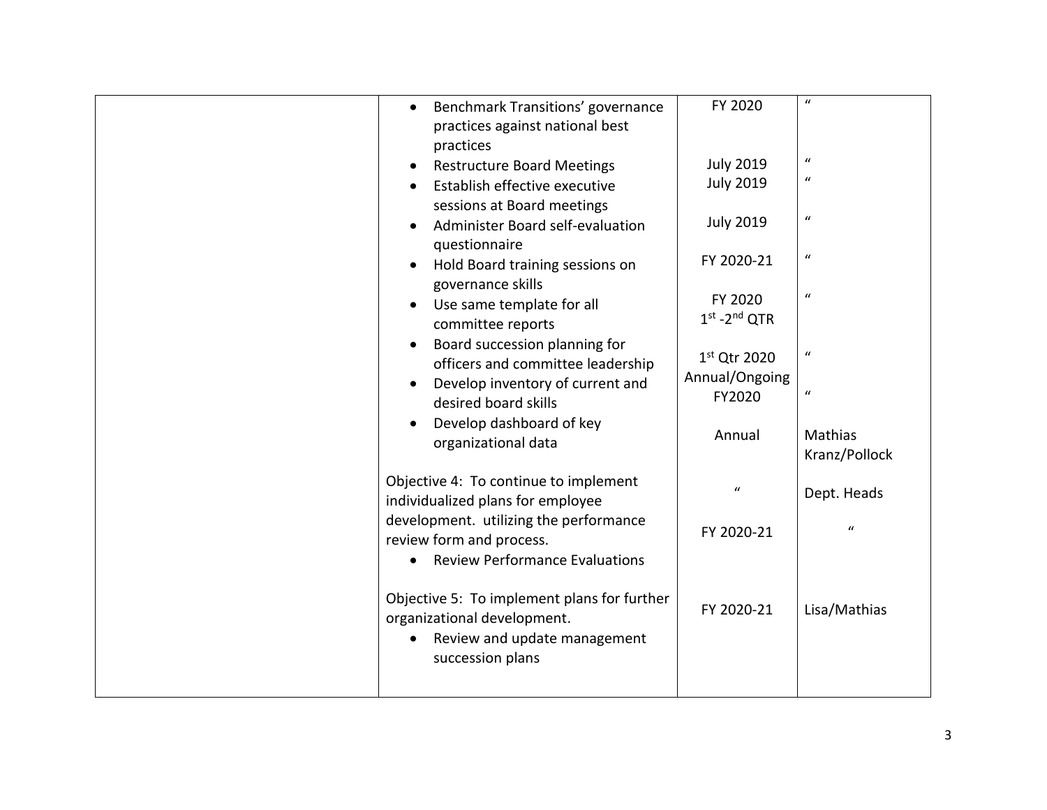| | | | |
|---|---|---|---|
| | • Benchmark Transitions' governance practices against national best practices | FY 2020 | " |
| | • Restructure Board Meetings | July 2019 | " |
| | • Establish effective executive sessions at Board meetings | July 2019 | " |
| | • Administer Board self-evaluation questionnaire | July 2019 | " |
| | • Hold Board training sessions on governance skills | FY 2020-21 | " |
| | • Use same template for all committee reports | FY 2020 1st -2nd QTR | " |
| | • Board succession planning for officers and committee leadership | 1st Qtr 2020 | " |
| | • Develop inventory of current and desired board skills | Annual/Ongoing FY2020 | " |
| | • Develop dashboard of key organizational data | Annual | Mathias Kranz/Pollock |
| | Objective 4: To continue to implement individualized plans for employee development. utilizing the performance review form and process. | " | Dept. Heads |
| | • Review Performance Evaluations | FY 2020-21 | " |
| | Objective 5: To implement plans for further organizational development. | FY 2020-21 | Lisa/Mathias |
| | • Review and update management succession plans | | |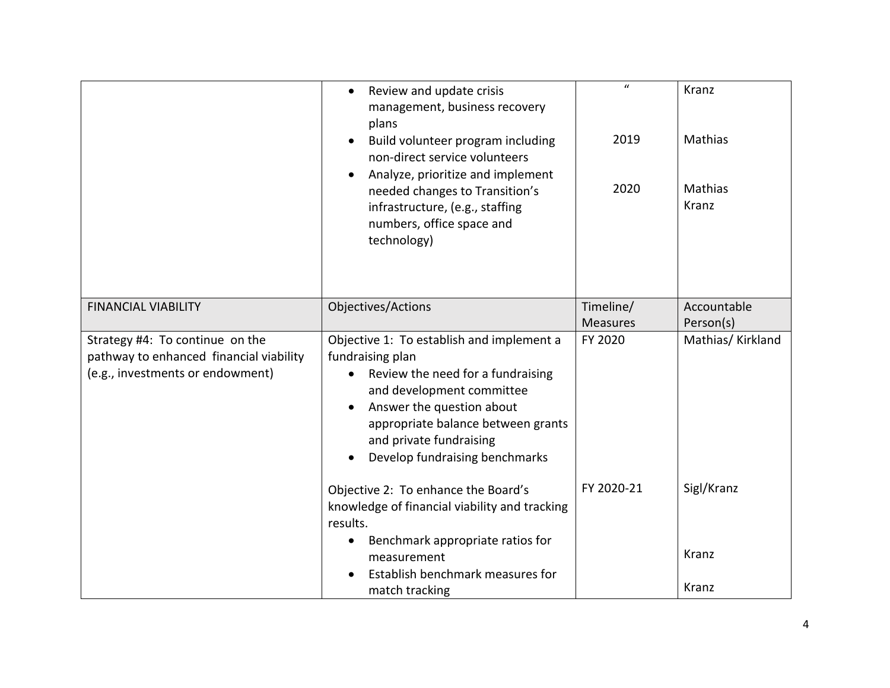| | | | |
|---|---|---|---|
| | • Review and update crisis management, business recovery plans<br>• Build volunteer program including non-direct service volunteers<br>• Analyze, prioritize and implement needed changes to Transition's infrastructure, (e.g., staffing numbers, office space and technology) | "<br><br>2019<br><br>2020 | Kranz<br><br>Mathias<br><br>Mathias<br>Kranz |
| FINANCIAL VIABILITY | Objectives/Actions | Timeline/ Measures | Accountable Person(s) |
| Strategy #4: To continue on the pathway to enhanced financial viability (e.g., investments or endowment) | Objective 1: To establish and implement a fundraising plan<br>• Review the need for a fundraising and development committee<br>• Answer the question about appropriate balance between grants and private fundraising<br>• Develop fundraising benchmarks<br><br>Objective 2: To enhance the Board's knowledge of financial viability and tracking results.<br>• Benchmark appropriate ratios for measurement<br>• Establish benchmark measures for match tracking | FY 2020<br><br><br><br><br><br><br>FY 2020-21 | Mathias/ Kirkland<br><br><br><br><br><br><br>Sigl/Kranz<br><br>Kranz<br><br>Kranz |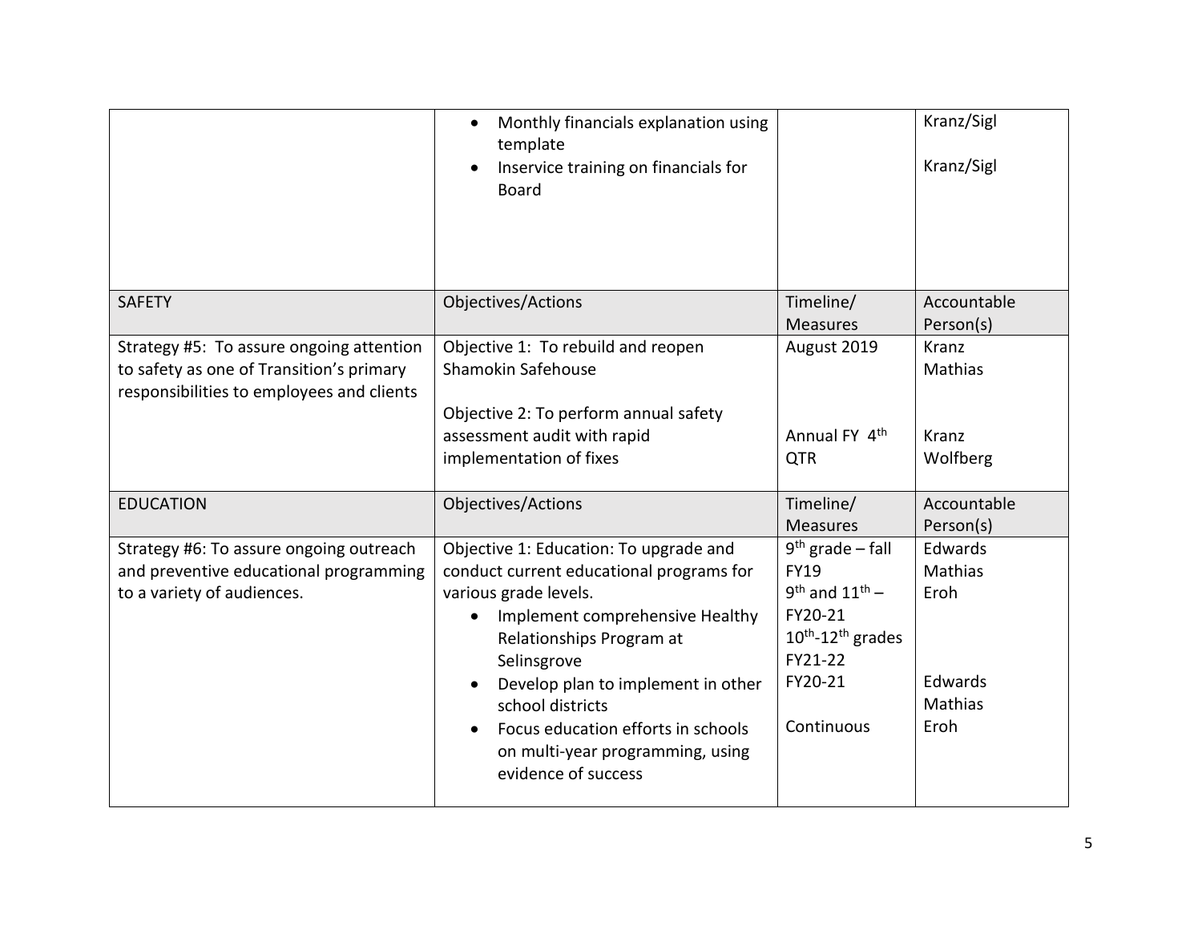| | | | |
|---|---|---|---|
| | • Monthly financials explanation using template<br>• Inservice training on financials for Board | | Kranz/Sigl<br><br>Kranz/Sigl |
| SAFETY | Objectives/Actions | Timeline/ Measures | Accountable Person(s) |
| Strategy #5: To assure ongoing attention to safety as one of Transition's primary responsibilities to employees and clients | Objective 1: To rebuild and reopen Shamokin Safehouse<br><br>Objective 2: To perform annual safety assessment audit with rapid implementation of fixes | August 2019<br><br>Annual FY 4th QTR | Kranz<br>Mathias<br><br>Kranz<br>Wolfberg |
| EDUCATION | Objectives/Actions | Timeline/ Measures | Accountable Person(s) |
| Strategy #6: To assure ongoing outreach and preventive educational programming to a variety of audiences. | Objective 1: Education: To upgrade and conduct current educational programs for various grade levels.<br>• Implement comprehensive Healthy Relationships Program at Selinsgrove<br>• Develop plan to implement in other school districts<br>• Focus education efforts in schools on multi-year programming, using evidence of success | 9th grade – fall FY19<br>9th and 11th – FY20-21<br>10th-12th grades FY21-22<br>FY20-21<br><br>Continuous | Edwards<br>Mathias<br>Eroh<br><br>Edwards<br>Mathias<br>Eroh |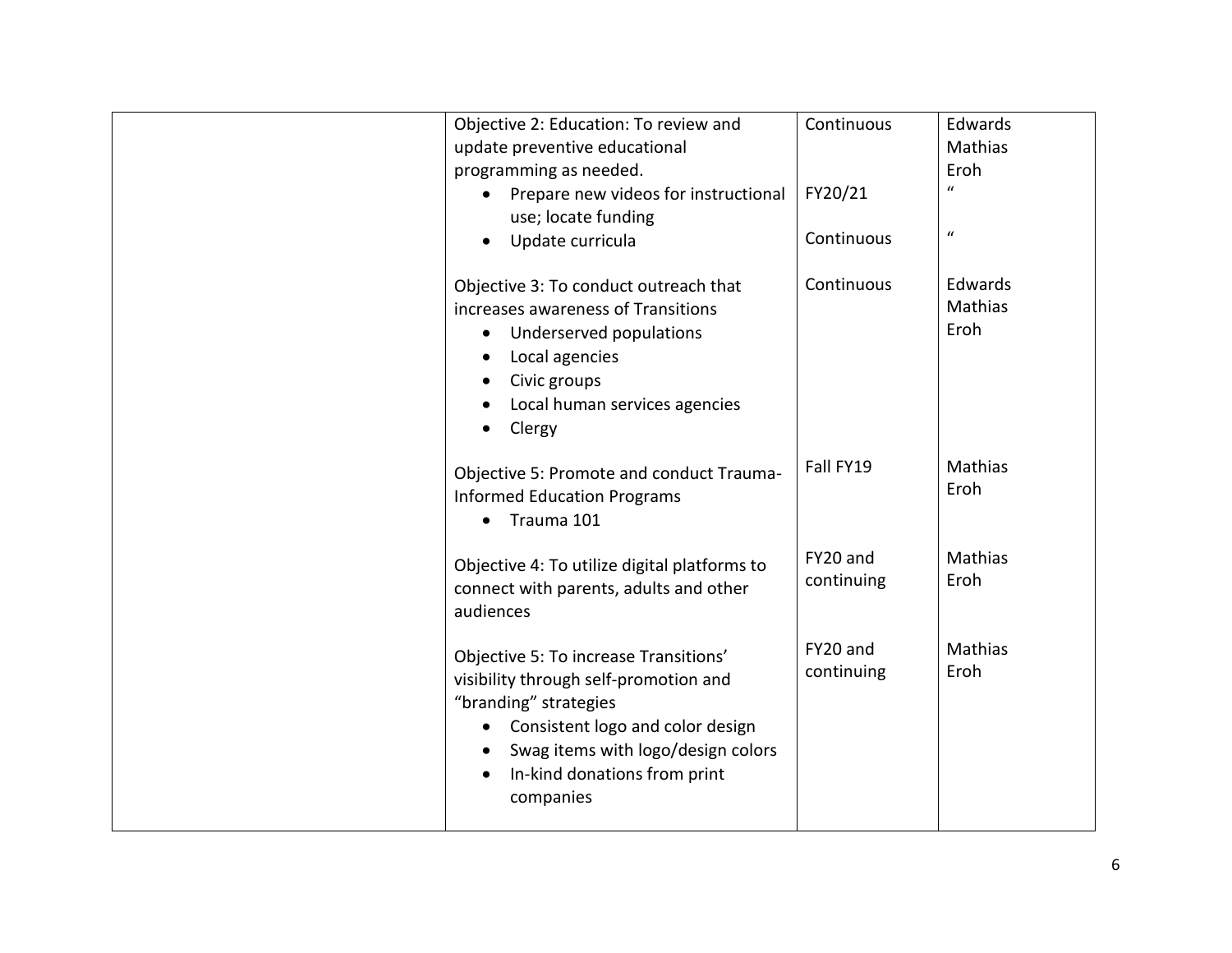| | | | |
|---|---|---|---|
| | Objective 2: Education: To review and update preventive educational programming as needed.<br>• Prepare new videos for instructional use; locate funding<br>• Update curricula | Continuous<br><br>FY20/21<br><br>Continuous | Edwards<br>Mathias<br>Eroh<br>"<br><br>" |
| | Objective 3: To conduct outreach that increases awareness of Transitions<br>• Underserved populations<br>• Local agencies<br>• Civic groups<br>• Local human services agencies<br>• Clergy | Continuous | Edwards<br>Mathias<br>Eroh |
| | Objective 5: Promote and conduct Trauma-Informed Education Programs<br>• Trauma 101 | Fall FY19 | Mathias<br>Eroh |
| | Objective 4: To utilize digital platforms to connect with parents, adults and other audiences | FY20 and continuing | Mathias<br>Eroh |
| | Objective 5: To increase Transitions' visibility through self-promotion and "branding" strategies<br>• Consistent logo and color design<br>• Swag items with logo/design colors<br>• In-kind donations from print companies | FY20 and continuing | Mathias<br>Eroh |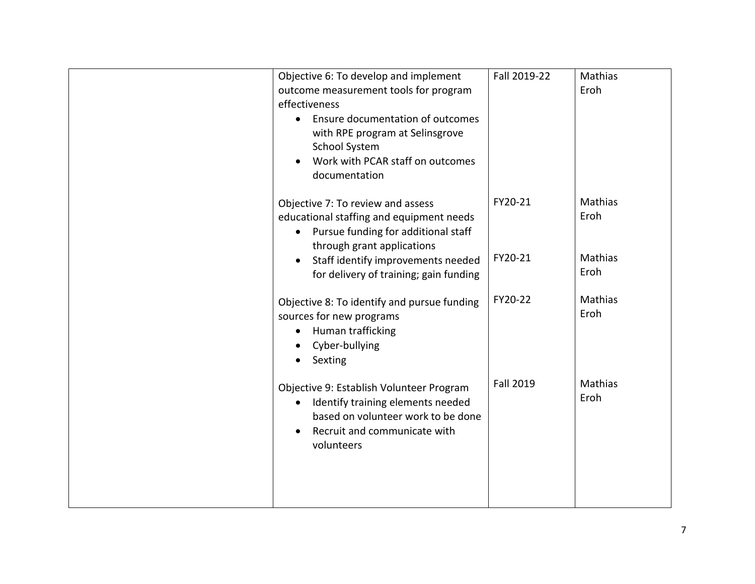| | | | |
|---|---|---|---|
| | Objective 6: To develop and implement outcome measurement tools for program effectiveness<br>• Ensure documentation of outcomes with RPE program at Selinsgrove School System<br>• Work with PCAR staff on outcomes documentation | Fall 2019-22 | Mathias Eroh |
| | Objective 7: To review and assess educational staffing and equipment needs<br>• Pursue funding for additional staff through grant applications | FY20-21 | Mathias Eroh |
| | • Staff identify improvements needed for delivery of training; gain funding | FY20-21 | Mathias Eroh |
| | Objective 8: To identify and pursue funding sources for new programs<br>• Human trafficking<br>• Cyber-bullying<br>• Sexting | FY20-22 | Mathias Eroh |
| | Objective 9: Establish Volunteer Program<br>• Identify training elements needed based on volunteer work to be done<br>• Recruit and communicate with volunteers | Fall 2019 | Mathias Eroh |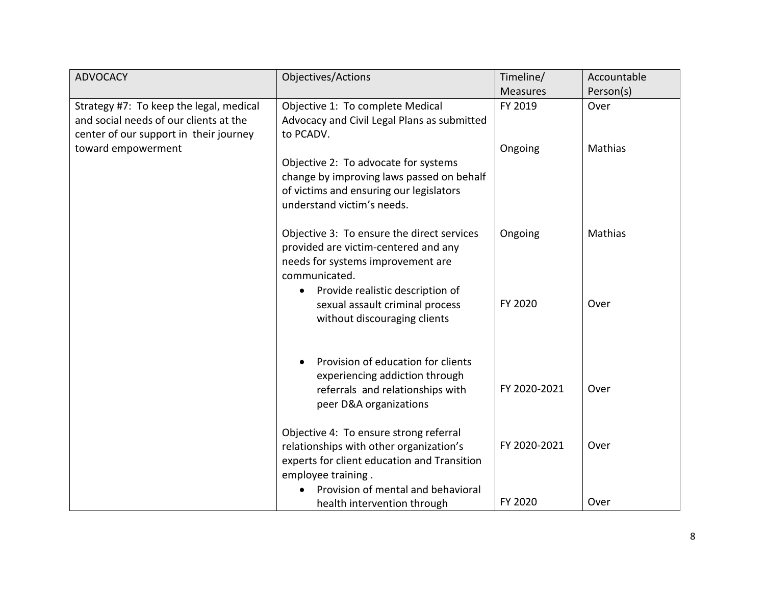| ADVOCACY | Objectives/Actions | Timeline/ Measures | Accountable Person(s) |
|---|---|---|---|
| Strategy #7: To keep the legal, medical and social needs of our clients at the center of our support in their journey toward empowerment | Objective 1: To complete Medical Advocacy and Civil Legal Plans as submitted to PCADV. | FY 2019 | Over |
| | Objective 2: To advocate for systems change by improving laws passed on behalf of victims and ensuring our legislators understand victim's needs. | Ongoing | Mathias |
| | Objective 3: To ensure the direct services provided are victim-centered and any needs for systems improvement are communicated. | Ongoing | Mathias |
| | • Provide realistic description of sexual assault criminal process without discouraging clients | FY 2020 | Over |
| | • Provision of education for clients experiencing addiction through referrals and relationships with peer D&A organizations | FY 2020-2021 | Over |
| | Objective 4: To ensure strong referral relationships with other organization's experts for client education and Transition employee training . | FY 2020-2021 | Over |
| | • Provision of mental and behavioral health intervention through | FY 2020 | Over |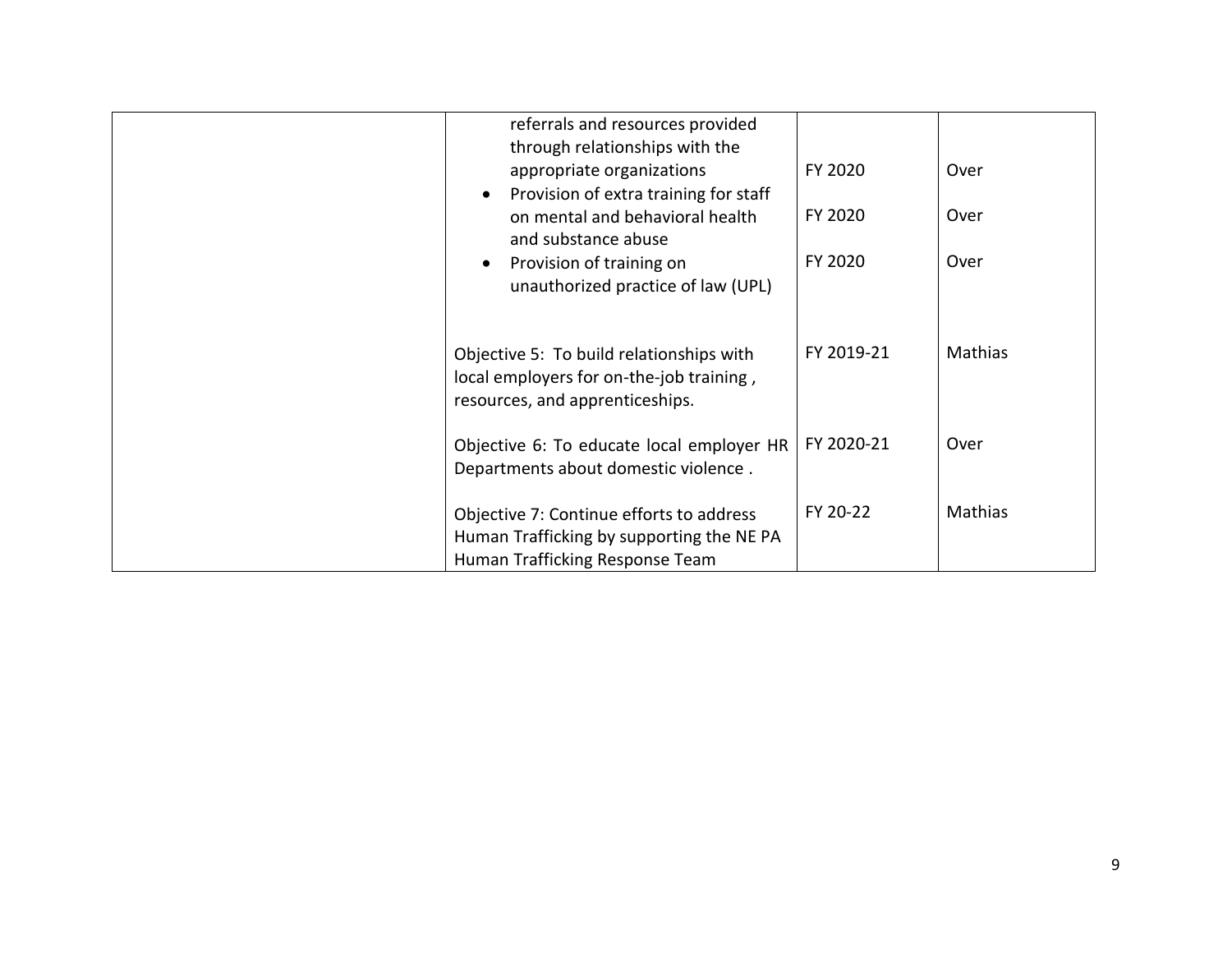| | | | |
|---|---|---|---|
| | referrals and resources provided through relationships with the appropriate organizations<br>• Provision of extra training for staff on mental and behavioral health and substance abuse<br>• Provision of training on unauthorized practice of law (UPL) | FY 2020<br>FY 2020<br>FY 2020 | Over<br>Over<br>Over |
| | Objective 5: To build relationships with local employers for on-the-job training , resources, and apprenticeships. | FY 2019-21 | Mathias |
| | Objective 6: To educate local employer HR Departments about domestic violence . | FY 2020-21 | Over |
| | Objective 7: Continue efforts to address Human Trafficking by supporting the NE PA Human Trafficking Response Team | FY 20-22 | Mathias |